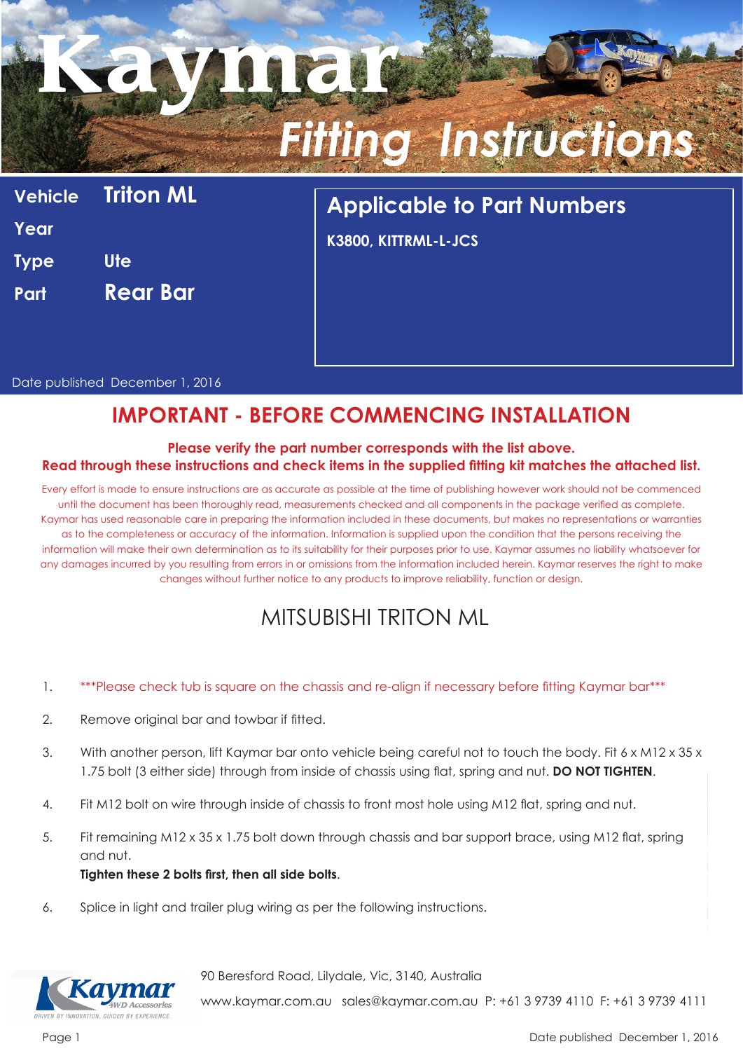# Kaymar

## Fitting Instructions

| | |
|---|---|
| **Vehicle** | **Triton ML** |
| **Year** | |
| **Type** | Ute |
| **Part** | **Rear Bar** |

## Applicable to Part Numbers

**K3800, KITTRML-L-JCS**

Date published December 1, 2016

## IMPORTANT - BEFORE COMMENCING INSTALLATION

**Please verify the part number corresponds with the list above.**
**Read through these instructions and check items in the supplied fitting kit matches the attached list.**

Every effort is made to ensure instructions are as accurate as possible at the time of publishing however work should not be commenced until the document has been thoroughly read, measurements checked and all components in the package verified as complete. Kaymar has used reasonable care in preparing the information included in these documents, but makes no representations or warranties as to the completeness or accuracy of the information. Information is supplied upon the condition that the persons receiving the information will make their own determination as to its suitability for their purposes prior to use. Kaymar assumes no liability whatsoever for any damages incurred by you resulting from errors in or omissions from the information included herein. Kaymar reserves the right to make changes without further notice to any products to improve reliability, function or design.

## MITSUBISHI TRITON ML

1. ***Please check tub is square on the chassis and re-align if necessary before fitting Kaymar bar***
2. Remove original bar and towbar if fitted.
3. With another person, lift Kaymar bar onto vehicle being careful not to touch the body. Fit 6 x M12 x 35 x 1.75 bolt (3 either side) through from inside of chassis using flat, spring and nut. **DO NOT TIGHTEN**.
4. Fit M12 bolt on wire through inside of chassis to front most hole using M12 flat, spring and nut.
5. Fit remaining M12 x 35 x 1.75 bolt down through chassis and bar support brace, using M12 flat, spring and nut.
   **Tighten these 2 bolts first, then all side bolts**.
6. Splice in light and trailer plug wiring as per the following instructions.

Kaymar 4WD Accessories — DRIVEN BY INNOVATION, GUIDED BY EXPERIENCE.

90 Beresford Road, Lilydale, Vic, 3140, Australia

www.kaymar.com.au sales@kaymar.com.au P: +61 3 9739 4110 F: +61 3 9739 4111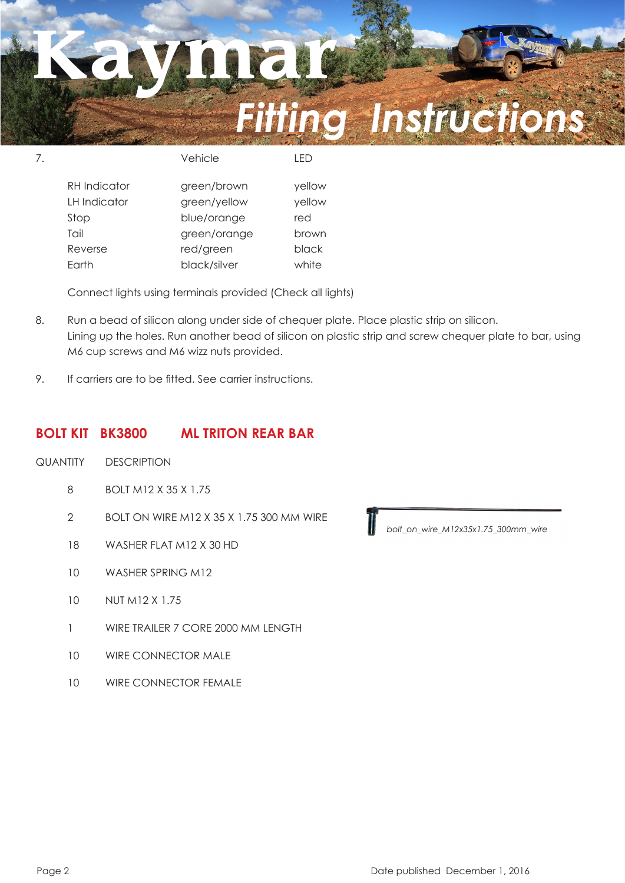# Kaymar Fitting Instructions

7.

| | Vehicle | LED |
|---|---|---|
| RH Indicator | green/brown | yellow |
| LH Indicator | green/yellow | yellow |
| Stop | blue/orange | red |
| Tail | green/orange | brown |
| Reverse | red/green | black |
| Earth | black/silver | white |

Connect lights using terminals provided (Check all lights)

8. Run a bead of silicon along under side of chequer plate. Place plastic strip on silicon. Lining up the holes. Run another bead of silicon on plastic strip and screw chequer plate to bar, using M6 cup screws and M6 wizz nuts provided.

9. If carriers are to be fitted. See carrier instructions.

## BOLT KIT BK3800 ML TRITON REAR BAR

| QUANTITY | DESCRIPTION |
|---|---|
| 8 | BOLT M12 X 35 X 1.75 |
| 2 | BOLT ON WIRE M12 X 35 X 1.75 300 MM WIRE |
| 18 | WASHER FLAT M12 X 30 HD |
| 10 | WASHER SPRING M12 |
| 10 | NUT M12 X 1.75 |
| 1 | WIRE TRAILER 7 CORE 2000 MM LENGTH |
| 10 | WIRE CONNECTOR MALE |
| 10 | WIRE CONNECTOR FEMALE |

*bolt_on_wire_M12x35x1.75_300mm_wire*

Date published December 1, 2016